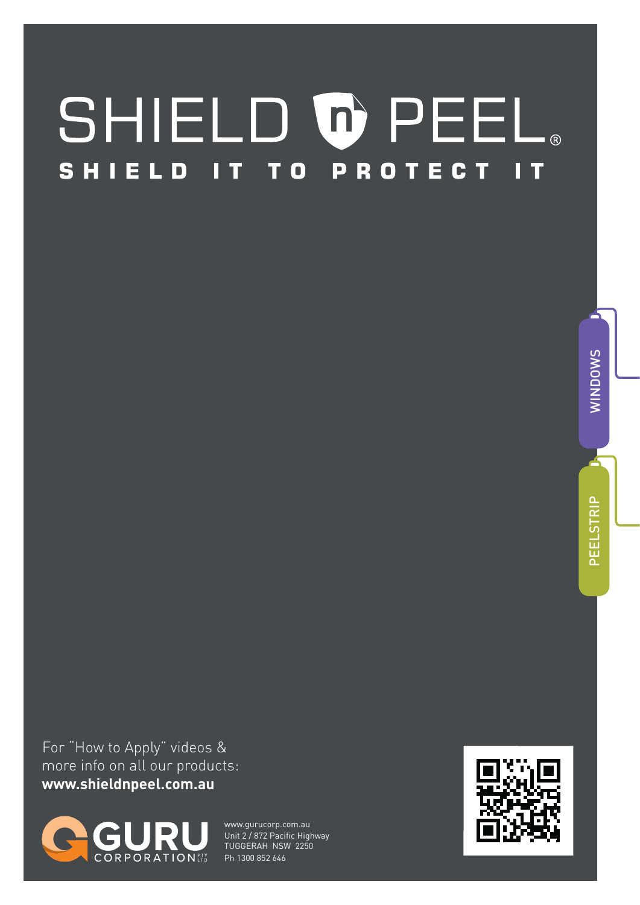# SHIELD n PEEL®

## SHIELD IT TO PROTECT IT

WINDOWS

PEELSTRIP

For "How to Apply" videos & more info on all our products:
**www.shieldnpeel.com.au**

GURU CORPORATION PTY LTD

www.gurucorp.com.au
Unit 2 / 872 Pacific Highway
TUGGERAH NSW 2250
Ph 1300 852 646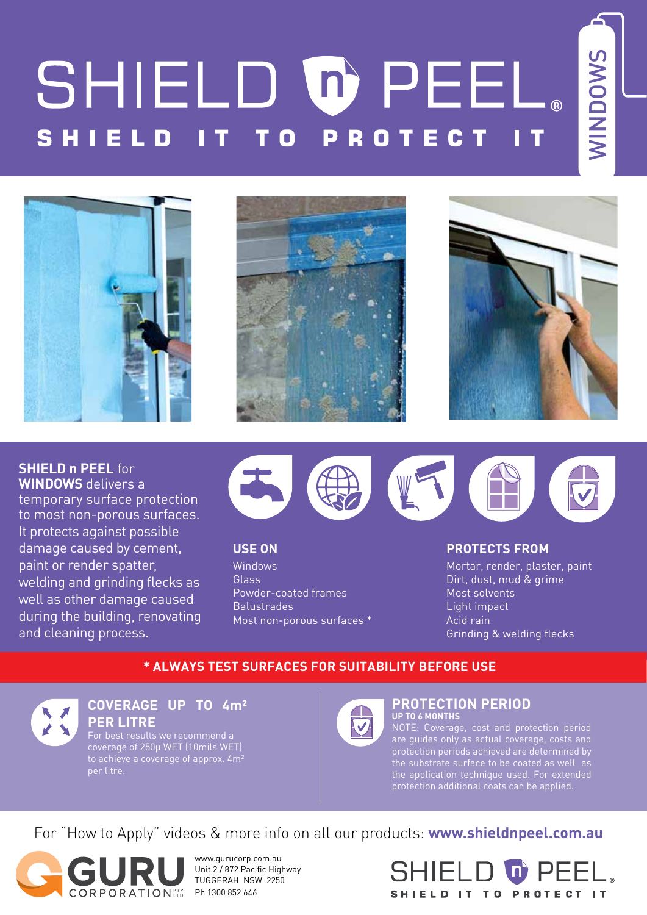# SHIELD n PEEL®

## SHIELD IT TO PROTECT IT

WINDOWS

**SHIELD n PEEL** for **WINDOWS** delivers a temporary surface protection to most non-porous surfaces. It protects against possible damage caused by cement, paint or render spatter, welding and grinding flecks as well as other damage caused during the building, renovating and cleaning process.

### USE ON

Windows
Glass
Powder-coated frames
Balustrades
Most non-porous surfaces *

### PROTECTS FROM

Mortar, render, plaster, paint
Dirt, dust, mud & grime
Most solvents
Light impact
Acid rain
Grinding & welding flecks

**\* ALWAYS TEST SURFACES FOR SUITABILITY BEFORE USE**

### COVERAGE UP TO 4m² PER LITRE

For best results we recommend a coverage of 250µ WET (10mils WET) to achieve a coverage of approx. 4m² per litre.

### PROTECTION PERIOD

**UP TO 6 MONTHS**

NOTE: Coverage, cost and protection period are guides only as actual coverage, costs and protection periods achieved are determined by the substrate surface to be coated as well as the application technique used. For extended protection additional coats can be applied.

For "How to Apply" videos & more info on all our products: **www.shieldnpeel.com.au**

GURU CORPORATION PTY LTD

www.gurucorp.com.au
Unit 2 / 872 Pacific Highway
TUGGERAH NSW 2250
Ph 1300 852 646

SHIELD n PEEL®
SHIELD IT TO PROTECT IT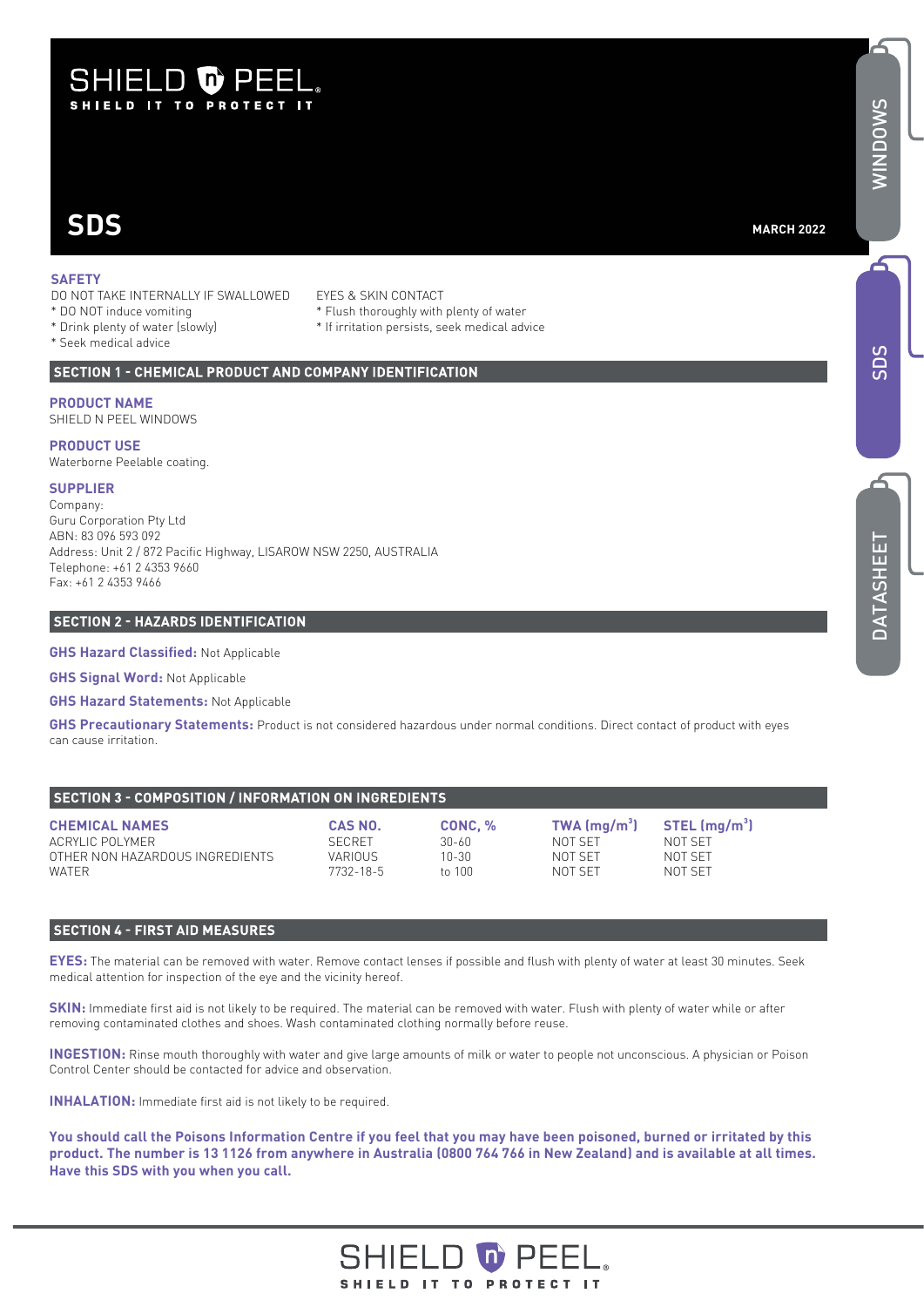# SHIELD N PEEL

**SHIELD IT TO PROTECT IT**

# SDS

**MARCH 2022**

WINDOWS | SDS | DATASHEET

## SAFETY

DO NOT TAKE INTERNALLY IF SWALLOWED
* DO NOT induce vomiting
* Drink plenty of water (slowly)
* Seek medical advice

EYES & SKIN CONTACT
* Flush thoroughly with plenty of water
* If irritation persists, seek medical advice

## SECTION 1 - CHEMICAL PRODUCT AND COMPANY IDENTIFICATION

### PRODUCT NAME

SHIELD N PEEL WINDOWS

### PRODUCT USE

Waterborne Peelable coating.

### SUPPLIER

Company:
Guru Corporation Pty Ltd
ABN: 83 096 593 092
Address: Unit 2 / 872 Pacific Highway, LISAROW NSW 2250, AUSTRALIA
Telephone: +61 2 4353 9660
Fax: +61 2 4353 9466

## SECTION 2 - HAZARDS IDENTIFICATION

**GHS Hazard Classified:** Not Applicable

**GHS Signal Word:** Not Applicable

**GHS Hazard Statements:** Not Applicable

**GHS Precautionary Statements:** Product is not considered hazardous under normal conditions. Direct contact of product with eyes can cause irritation.

## SECTION 3 - COMPOSITION / INFORMATION ON INGREDIENTS

| CHEMICAL NAMES | CAS NO. | CONC, % | TWA (mg/m$^3$) | STEL (mg/m$^3$) |
|---|---|---|---|---|
| ACRYLIC POLYMER | SECRET | 30-60 | NOT SET | NOT SET |
| OTHER NON HAZARDOUS INGREDIENTS | VARIOUS | 10-30 | NOT SET | NOT SET |
| WATER | 7732-18-5 | to 100 | NOT SET | NOT SET |

## SECTION 4 - FIRST AID MEASURES

**EYES:** The material can be removed with water. Remove contact lenses if possible and flush with plenty of water at least 30 minutes. Seek medical attention for inspection of the eye and the vicinity hereof.

**SKIN:** Immediate first aid is not likely to be required. The material can be removed with water. Flush with plenty of water while or after removing contaminated clothes and shoes. Wash contaminated clothing normally before reuse.

**INGESTION:** Rinse mouth thoroughly with water and give large amounts of milk or water to people not unconscious. A physician or Poison Control Center should be contacted for advice and observation.

**INHALATION:** Immediate first aid is not likely to be required.

**You should call the Poisons Information Centre if you feel that you may have been poisoned, burned or irritated by this product. The number is 13 1126 from anywhere in Australia (0800 764 766 in New Zealand) and is available at all times. Have this SDS with you when you call.**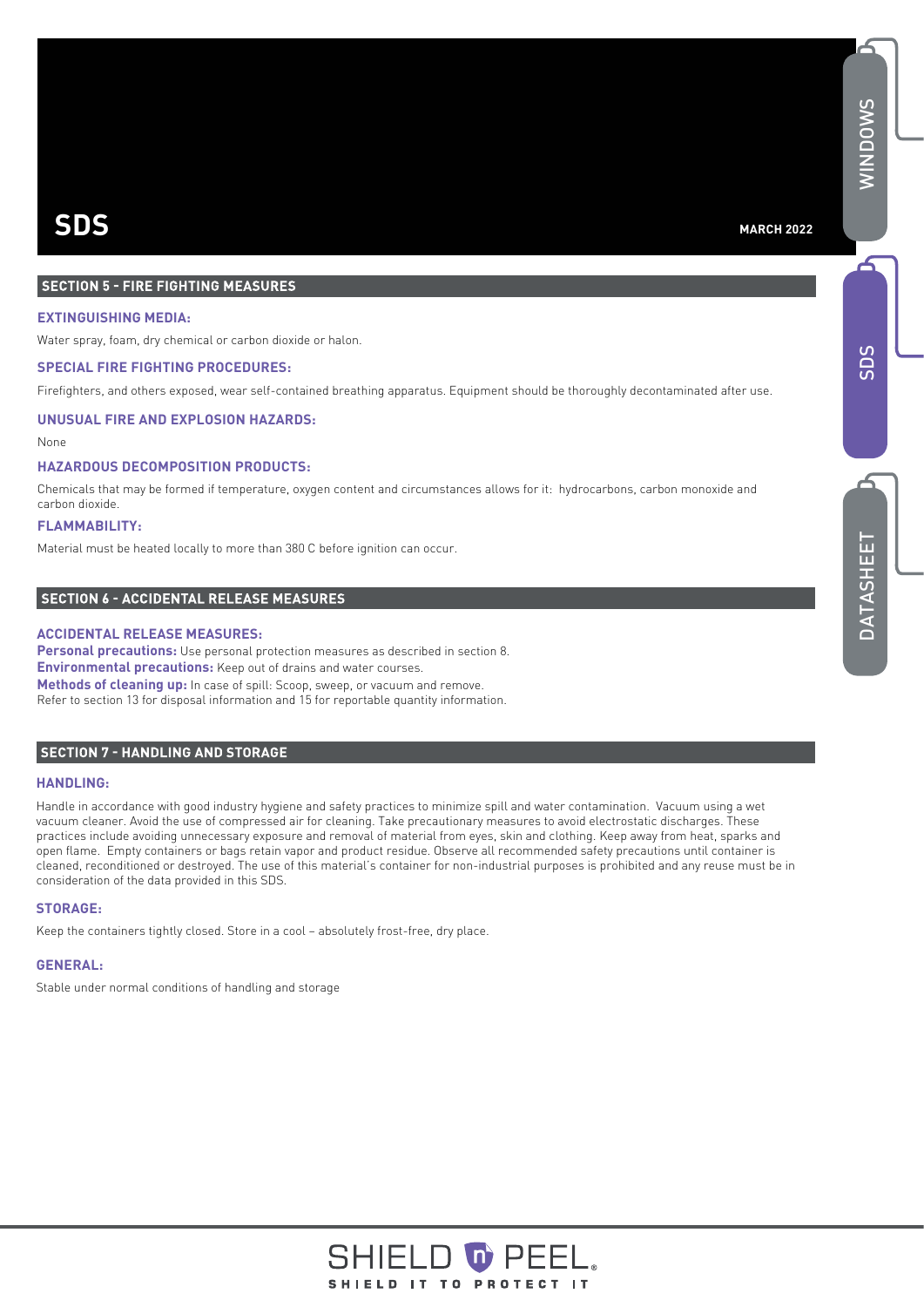# SDS

MARCH 2022

## SECTION 5 - FIRE FIGHTING MEASURES

### EXTINGUISHING MEDIA:

Water spray, foam, dry chemical or carbon dioxide or halon.

### SPECIAL FIRE FIGHTING PROCEDURES:

Firefighters, and others exposed, wear self-contained breathing apparatus. Equipment should be thoroughly decontaminated after use.

### UNUSUAL FIRE AND EXPLOSION HAZARDS:

None

### HAZARDOUS DECOMPOSITION PRODUCTS:

Chemicals that may be formed if temperature, oxygen content and circumstances allows for it: hydrocarbons, carbon monoxide and carbon dioxide.

### FLAMMABILITY:

Material must be heated locally to more than 380 C before ignition can occur.

## SECTION 6 - ACCIDENTAL RELEASE MEASURES

### ACCIDENTAL RELEASE MEASURES:

**Personal precautions:** Use personal protection measures as described in section 8.
**Environmental precautions:** Keep out of drains and water courses.
**Methods of cleaning up:** In case of spill: Scoop, sweep, or vacuum and remove.
Refer to section 13 for disposal information and 15 for reportable quantity information.

## SECTION 7 - HANDLING AND STORAGE

### HANDLING:

Handle in accordance with good industry hygiene and safety practices to minimize spill and water contamination. Vacuum using a wet vacuum cleaner. Avoid the use of compressed air for cleaning. Take precautionary measures to avoid electrostatic discharges. These practices include avoiding unnecessary exposure and removal of material from eyes, skin and clothing. Keep away from heat, sparks and open flame. Empty containers or bags retain vapor and product residue. Observe all recommended safety precautions until container is cleaned, reconditioned or destroyed. The use of this material's container for non-industrial purposes is prohibited and any reuse must be in consideration of the data provided in this SDS.

### STORAGE:

Keep the containers tightly closed. Store in a cool – absolutely frost-free, dry place.

### GENERAL:

Stable under normal conditions of handling and storage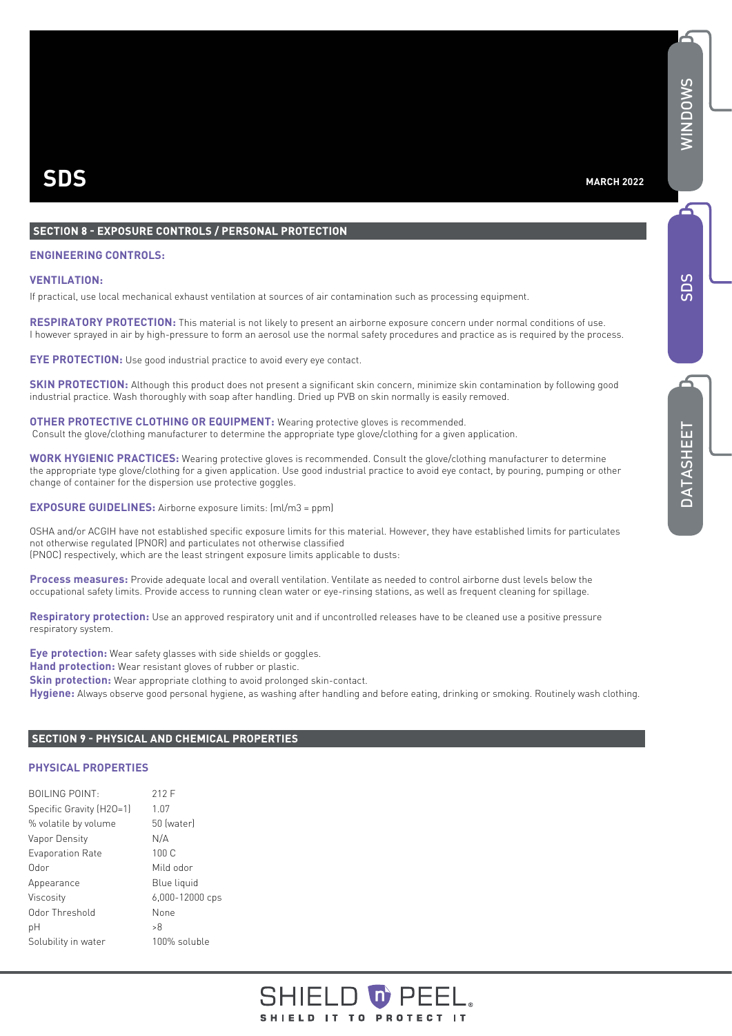# SDS

**MARCH 2022**

## SECTION 8 - EXPOSURE CONTROLS / PERSONAL PROTECTION

### ENGINEERING CONTROLS:

### VENTILATION:

If practical, use local mechanical exhaust ventilation at sources of air contamination such as processing equipment.

**RESPIRATORY PROTECTION:** This material is not likely to present an airborne exposure concern under normal conditions of use. I however sprayed in air by high-pressure to form an aerosol use the normal safety procedures and practice as is required by the process.

**EYE PROTECTION:** Use good industrial practice to avoid every eye contact.

**SKIN PROTECTION:** Although this product does not present a significant skin concern, minimize skin contamination by following good industrial practice. Wash thoroughly with soap after handling. Dried up PVB on skin normally is easily removed.

**OTHER PROTECTIVE CLOTHING OR EQUIPMENT:** Wearing protective gloves is recommended. Consult the glove/clothing manufacturer to determine the appropriate type glove/clothing for a given application.

**WORK HYGIENIC PRACTICES:** Wearing protective gloves is recommended. Consult the glove/clothing manufacturer to determine the appropriate type glove/clothing for a given application. Use good industrial practice to avoid eye contact, by pouring, pumping or other change of container for the dispersion use protective goggles.

**EXPOSURE GUIDELINES:** Airborne exposure limits: (ml/m3 = ppm)

OSHA and/or ACGIH have not established specific exposure limits for this material. However, they have established limits for particulates not otherwise regulated (PNOR) and particulates not otherwise classified (PNOC) respectively, which are the least stringent exposure limits applicable to dusts:

**Process measures:** Provide adequate local and overall ventilation. Ventilate as needed to control airborne dust levels below the occupational safety limits. Provide access to running clean water or eye-rinsing stations, as well as frequent cleaning for spillage.

**Respiratory protection:** Use an approved respiratory unit and if uncontrolled releases have to be cleaned use a positive pressure respiratory system.

**Eye protection:** Wear safety glasses with side shields or goggles.
**Hand protection:** Wear resistant gloves of rubber or plastic.
**Skin protection:** Wear appropriate clothing to avoid prolonged skin-contact.
**Hygiene:** Always observe good personal hygiene, as washing after handling and before eating, drinking or smoking. Routinely wash clothing.

## SECTION 9 - PHYSICAL AND CHEMICAL PROPERTIES

### PHYSICAL PROPERTIES

| | |
|---|---|
| BOILING POINT: | 212 F |
| Specific Gravity (H2O=1) | 1.07 |
| % volatile by volume | 50 (water) |
| Vapor Density | N/A |
| Evaporation Rate | 100 C |
| Odor | Mild odor |
| Appearance | Blue liquid |
| Viscosity | 6,000-12000 cps |
| Odor Threshold | None |
| pH | >8 |
| Solubility in water | 100% soluble |

SHIELD n PEEL
SHIELD IT TO PROTECT IT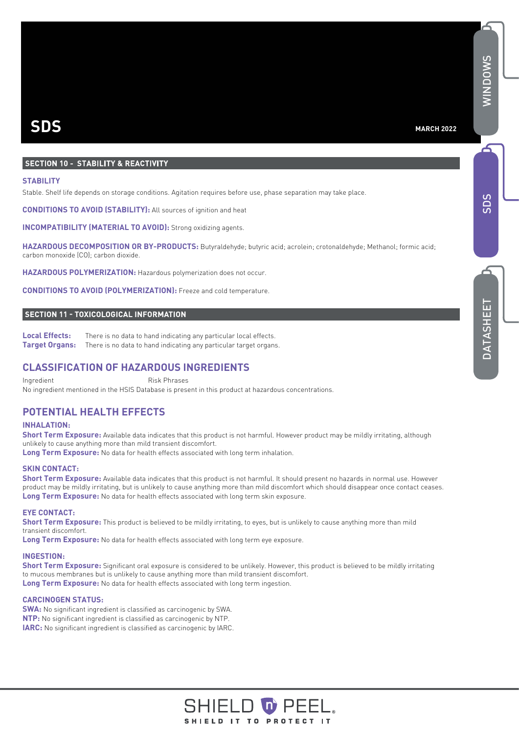## SECTION 10 - STABILITY & REACTIVITY

### STABILITY

Stable. Shelf life depends on storage conditions. Agitation requires before use, phase separation may take place.

**CONDITIONS TO AVOID (STABILITY):** All sources of ignition and heat

**INCOMPATIBILITY (MATERIAL TO AVOID):** Strong oxidizing agents.

**HAZARDOUS DECOMPOSITION OR BY-PRODUCTS:** Butyraldehyde; butyric acid; acrolein; crotonaldehyde; Methanol; formic acid; carbon monoxide (CO); carbon dioxide.

**HAZARDOUS POLYMERIZATION:** Hazardous polymerization does not occur.

**CONDITIONS TO AVOID (POLYMERIZATION):** Freeze and cold temperature.

## SECTION 11 - TOXICOLOGICAL INFORMATION

**Local Effects:** There is no data to hand indicating any particular local effects.
**Target Organs:** There is no data to hand indicating any particular target organs.

## CLASSIFICATION OF HAZARDOUS INGREDIENTS

| Ingredient | Risk Phrases |
|---|---|

No ingredient mentioned in the HSIS Database is present in this product at hazardous concentrations.

## POTENTIAL HEALTH EFFECTS

### INHALATION:

**Short Term Exposure:** Available data indicates that this product is not harmful. However product may be mildly irritating, although unlikely to cause anything more than mild transient discomfort.
**Long Term Exposure:** No data for health effects associated with long term inhalation.

### SKIN CONTACT:

**Short Term Exposure:** Available data indicates that this product is not harmful. It should present no hazards in normal use. However product may be mildly irritating, but is unlikely to cause anything more than mild discomfort which should disappear once contact ceases.
**Long Term Exposure:** No data for health effects associated with long term skin exposure.

### EYE CONTACT:

**Short Term Exposure:** This product is believed to be mildly irritating, to eyes, but is unlikely to cause anything more than mild transient discomfort.
**Long Term Exposure:** No data for health effects associated with long term eye exposure.

### INGESTION:

**Short Term Exposure:** Significant oral exposure is considered to be unlikely. However, this product is believed to be mildly irritating to mucous membranes but is unlikely to cause anything more than mild transient discomfort.
**Long Term Exposure:** No data for health effects associated with long term ingestion.

### CARCINOGEN STATUS:

**SWA:** No significant ingredient is classified as carcinogenic by SWA.
**NTP:** No significant ingredient is classified as carcinogenic by NTP.
**IARC:** No significant ingredient is classified as carcinogenic by IARC.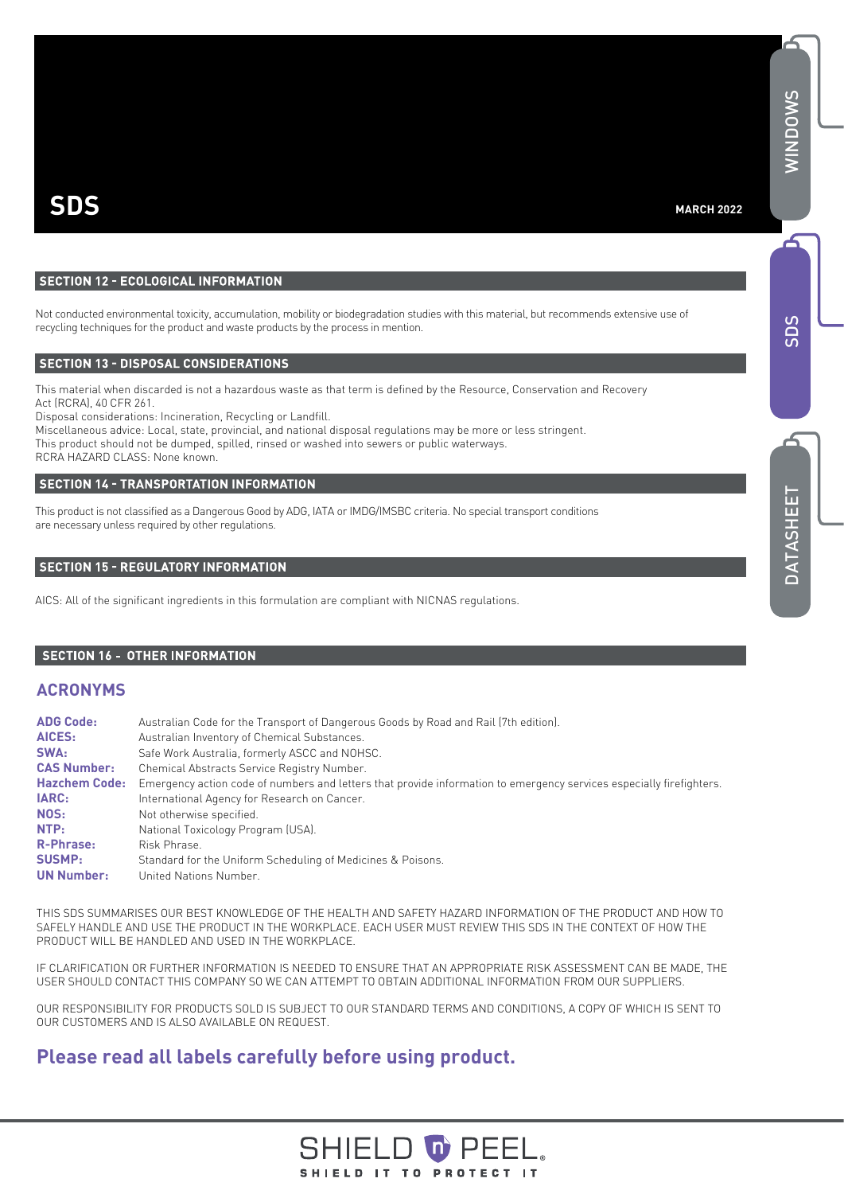## SECTION 12 - ECOLOGICAL INFORMATION

Not conducted environmental toxicity, accumulation, mobility or biodegradation studies with this material, but recommends extensive use of recycling techniques for the product and waste products by the process in mention.

## SECTION 13 - DISPOSAL CONSIDERATIONS

This material when discarded is not a hazardous waste as that term is defined by the Resource, Conservation and Recovery Act (RCRA), 40 CFR 261.
Disposal considerations: Incineration, Recycling or Landfill.
Miscellaneous advice: Local, state, provincial, and national disposal regulations may be more or less stringent.
This product should not be dumped, spilled, rinsed or washed into sewers or public waterways.
RCRA HAZARD CLASS: None known.

## SECTION 14 - TRANSPORTATION INFORMATION

This product is not classified as a Dangerous Good by ADG, IATA or IMDG/IMSBC criteria. No special transport conditions are necessary unless required by other regulations.

## SECTION 15 - REGULATORY INFORMATION

AICS: All of the significant ingredients in this formulation are compliant with NICNAS regulations.

## SECTION 16 - OTHER INFORMATION

### ACRONYMS

**ADG Code:** Australian Code for the Transport of Dangerous Goods by Road and Rail (7th edition).
**AICES:** Australian Inventory of Chemical Substances.
**SWA:** Safe Work Australia, formerly ASCC and NOHSC.
**CAS Number:** Chemical Abstracts Service Registry Number.
**Hazchem Code:** Emergency action code of numbers and letters that provide information to emergency services especially firefighters.
**IARC:** International Agency for Research on Cancer.
**NOS:** Not otherwise specified.
**NTP:** National Toxicology Program (USA).
**R-Phrase:** Risk Phrase.
**SUSMP:** Standard for the Uniform Scheduling of Medicines & Poisons.
**UN Number:** United Nations Number.

THIS SDS SUMMARISES OUR BEST KNOWLEDGE OF THE HEALTH AND SAFETY HAZARD INFORMATION OF THE PRODUCT AND HOW TO SAFELY HANDLE AND USE THE PRODUCT IN THE WORKPLACE. EACH USER MUST REVIEW THIS SDS IN THE CONTEXT OF HOW THE PRODUCT WILL BE HANDLED AND USED IN THE WORKPLACE.

IF CLARIFICATION OR FURTHER INFORMATION IS NEEDED TO ENSURE THAT AN APPROPRIATE RISK ASSESSMENT CAN BE MADE, THE USER SHOULD CONTACT THIS COMPANY SO WE CAN ATTEMPT TO OBTAIN ADDITIONAL INFORMATION FROM OUR SUPPLIERS.

OUR RESPONSIBILITY FOR PRODUCTS SOLD IS SUBJECT TO OUR STANDARD TERMS AND CONDITIONS, A COPY OF WHICH IS SENT TO OUR CUSTOMERS AND IS ALSO AVAILABLE ON REQUEST.

## Please read all labels carefully before using product.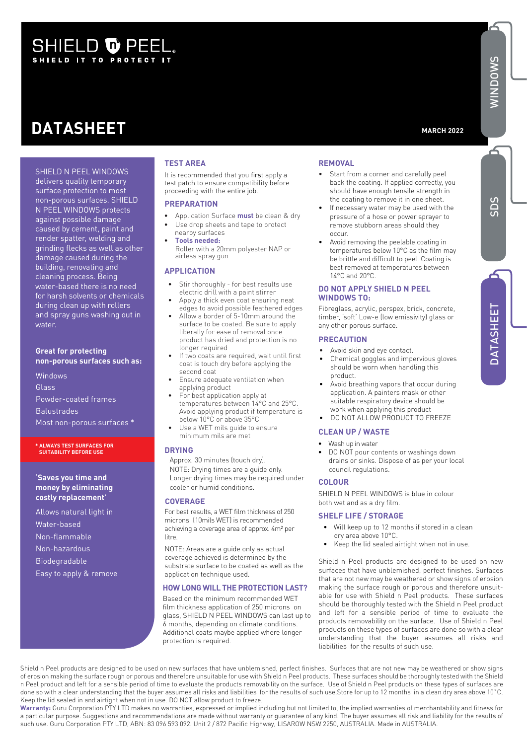SHIELD n PEEL

SHIELD IT TO PROTECT IT

# DATASHEET

MARCH 2022

WINDOWS | SDS | DATASHEET

SHIELD N PEEL WINDOWS delivers quality temporary surface protection to most non-porous surfaces. SHIELD N PEEL WINDOWS protects against possible damage caused by cement, paint and render spatter, welding and grinding flecks as well as other damage caused during the building, renovating and cleaning process. Being water-based there is no need for harsh solvents or chemicals during clean up with rollers and spray guns washing out in water.

**Great for protecting non-porous surfaces such as:**

- Windows
- Glass
- Powder-coated frames
- Balustrades
- Most non-porous surfaces *

**\* ALWAYS TEST SURFACES FOR SUITABILITY BEFORE USE**

**'Saves you time and money by eliminating costly replacement'**

- Allows natural light in
- Water-based
- Non-flammable
- Non-hazardous
- Biodegradable
- Easy to apply & remove

## TEST AREA

It is recommended that you first apply a test patch to ensure compatibility before proceeding with the entire job.

## PREPARATION

- Application Surface **must** be clean & dry
- Use drop sheets and tape to protect nearby surfaces
- **Tools needed:** Roller with a 20mm polyester NAP or airless spray gun

## APPLICATION

- Stir thoroughly - for best results use electric drill with a paint stirrer
- Apply a thick even coat ensuring neat edges to avoid possible feathered edges
- Allow a border of 5-10mm around the surface to be coated. Be sure to apply liberally for ease of removal once product has dried and protection is no longer required
- If two coats are required, wait until first coat is touch dry before applying the second coat
- Ensure adequate ventilation when applying product
- For best application apply at temperatures between 14°C and 25°C. Avoid applying product if temperature is below 10°C or above 35°C
- Use a WET mils guide to ensure minimum mils are met

## DRYING

Approx. 30 minutes (touch dry).
NOTE: Drying times are a guide only. Longer drying times may be required under cooler or humid conditions.

## COVERAGE

For best results, a WET film thickness of 250 microns (10mils WET) is recommended achieving a coverage area of approx. 4m² per litre.

NOTE: Areas are a guide only as actual coverage achieved is determined by the substrate surface to be coated as well as the application technique used.

## HOW LONG WILL THE PROTECTION LAST?

Based on the minimum recommended WET film thickness application of 250 microns on glass, SHIELD N PEEL WINDOWS can last up to 6 months, depending on climate conditions. Additional coats maybe applied where longer protection is required.

## REMOVAL

- Start from a corner and carefully peel back the coating. If applied correctly, you should have enough tensile strength in the coating to remove it in one sheet.
- If necessary water may be used with the pressure of a hose or power sprayer to remove stubborn areas should they occur.
- Avoid removing the peelable coating in temperatures below 10°C as the film may be brittle and difficult to peel. Coating is best removed at temperatures between 14°C and 20°C.

## DO NOT APPLY SHIELD N PEEL WINDOWS TO:

Fibreglass, acrylic, perspex, brick, concrete, timber, 'soft' Low-e (low emissivity) glass or any other porous surface.

## PRECAUTION

- Avoid skin and eye contact.
- Chemical goggles and impervious gloves should be worn when handling this product.
- Avoid breathing vapors that occur during application. A painters mask or other suitable respiratory device should be work when applying this product
- DO NOT ALLOW PRODUCT TO FREEZE

## CLEAN UP / WASTE

- Wash up in water
- DO NOT pour contents or washings down drains or sinks. Dispose of as per your local council regulations.

## COLOUR

SHIELD N PEEL WINDOWS is blue in colour both wet and as a dry film.

## SHELF LIFE / STORAGE

- Will keep up to 12 months if stored in a clean dry area above 10°C.
- Keep the lid sealed airtight when not in use.

Shield n Peel products are designed to be used on new surfaces that have unblemished, perfect finishes. Surfaces that are not new may be weathered or show signs of erosion making the surface rough or porous and therefore unsuitable for use with Shield n Peel products. These surfaces should be thoroughly tested with the Shield n Peel product and left for a sensible period of time to evaluate the products removability on the surface. Use of Shield n Peel products on these types of surfaces are done so with a clear understanding that the buyer assumes all risks and liabilities for the results of such use.

Shield n Peel products are designed to be used on new surfaces that have unblemished, perfect finishes. Surfaces that are not new may be weathered or show signs of erosion making the surface rough or porous and therefore unsuitable for use with Shield n Peel products. These surfaces should be thoroughly tested with the Shield n Peel product and left for a sensible period of time to evaluate the products removability on the surface. Use of Shield n Peel products on these types of surfaces are done so with a clear understanding that the buyer assumes all risks and liabilities for the results of such use.Store for up to 12 months in a clean dry area above 10°C. Keep the lid sealed in and airtight when not in use. DO NOT allow product to freeze.

**Warranty:** Guru Corporation PTY LTD makes no warranties, expressed or implied including but not limited to, the implied warranties of merchantability and fitness for a particular purpose. Suggestions and recommendations are made without warranty or guarantee of any kind. The buyer assumes all risk and liability for the results of such use. Guru Corporation PTY LTD, ABN: 83 096 593 092. Unit 2 / 872 Pacific Highway, LISAROW NSW 2250, AUSTRALIA. Made in AUSTRALIA.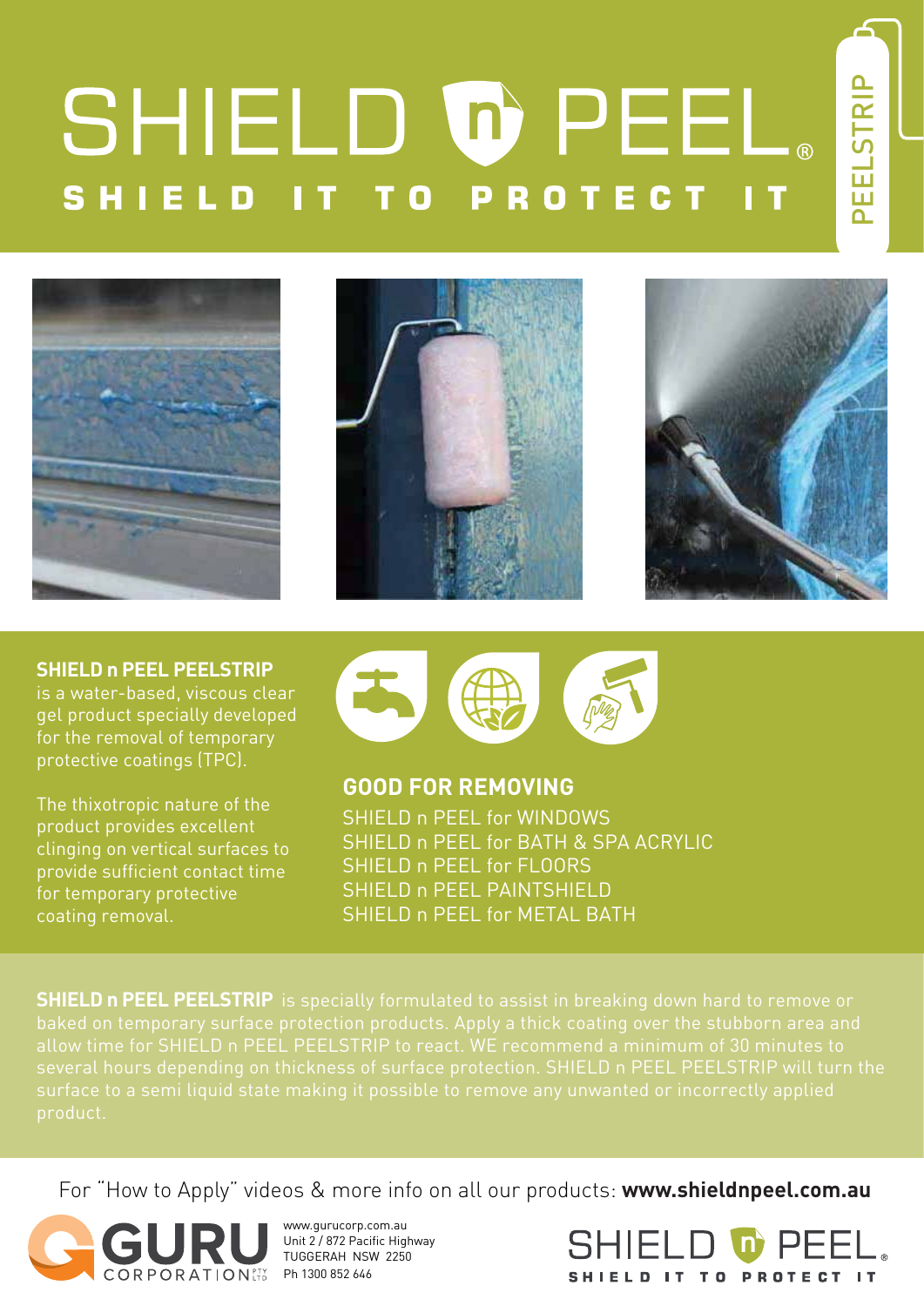# SHIELD n PEEL®

**SHIELD IT TO PROTECT IT**

PEELSTRIP

**SHIELD n PEEL PEELSTRIP** is a water-based, viscous clear gel product specially developed for the removal of temporary protective coatings (TPC).

The thixotropic nature of the product provides excellent clinging on vertical surfaces to provide sufficient contact time for temporary protective coating removal.

## GOOD FOR REMOVING

SHIELD n PEEL for WINDOWS
SHIELD n PEEL for BATH & SPA ACRYLIC
SHIELD n PEEL for FLOORS
SHIELD n PEEL PAINTSHIELD
SHIELD n PEEL for METAL BATH

**SHIELD n PEEL PEELSTRIP** is specially formulated to assist in breaking down hard to remove or baked on temporary surface protection products. Apply a thick coating over the stubborn area and allow time for SHIELD n PEEL PEELSTRIP to react. WE recommend a minimum of 30 minutes to several hours depending on thickness of surface protection. SHIELD n PEEL PEELSTRIP will turn the surface to a semi liquid state making it possible to remove any unwanted or incorrectly applied product.

For "How to Apply" videos & more info on all our products: **www.shieldnpeel.com.au**

GURU CORPORATION PTY LTD

www.gurucorp.com.au
Unit 2 / 872 Pacific Highway
TUGGERAH NSW 2250
Ph 1300 852 646

SHIELD n PEEL®
SHIELD IT TO PROTECT IT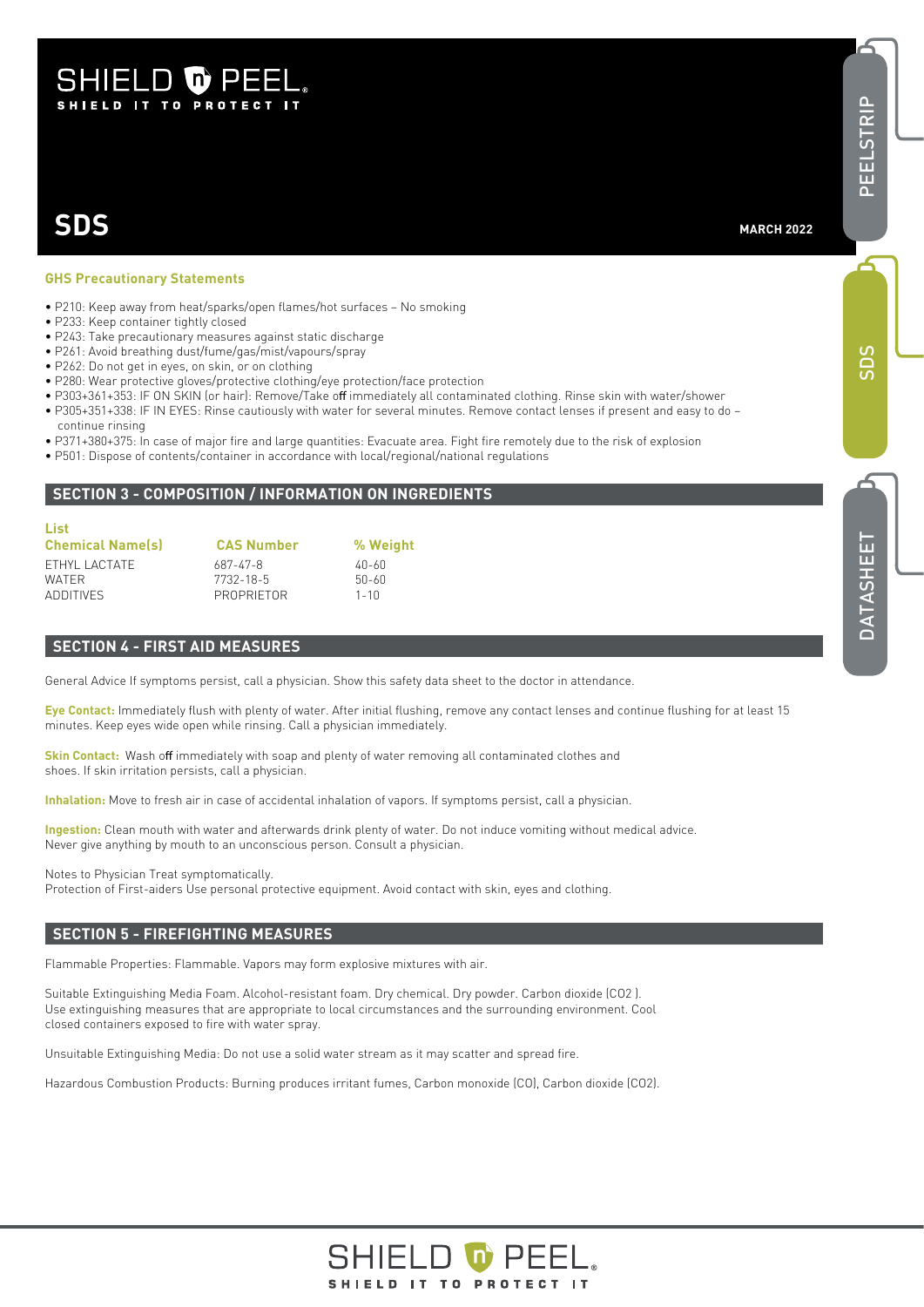## GHS Precautionary Statements

- P210: Keep away from heat/sparks/open flames/hot surfaces – No smoking
- P233: Keep container tightly closed
- P243: Take precautionary measures against static discharge
- P261: Avoid breathing dust/fume/gas/mist/vapours/spray
- P262: Do not get in eyes, on skin, or on clothing
- P280: Wear protective gloves/protective clothing/eye protection/face protection
- P303+361+353: IF ON SKIN (or hair): Remove/Take off immediately all contaminated clothing. Rinse skin with water/shower
- P305+351+338: IF IN EYES: Rinse cautiously with water for several minutes. Remove contact lenses if present and easy to do – continue rinsing
- P371+380+375: In case of major fire and large quantities: Evacuate area. Fight fire remotely due to the risk of explosion
- P501: Dispose of contents/container in accordance with local/regional/national regulations

## SECTION 3 - COMPOSITION / INFORMATION ON INGREDIENTS

**List**

| Chemical Name(s) | CAS Number | % Weight |
|---|---|---|
| ETHYL LACTATE | 687-47-8 | 40-60 |
| WATER | 7732-18-5 | 50-60 |
| ADDITIVES | PROPRIETOR | 1-10 |

## SECTION 4 - FIRST AID MEASURES

General Advice If symptoms persist, call a physician. Show this safety data sheet to the doctor in attendance.

**Eye Contact:** Immediately flush with plenty of water. After initial flushing, remove any contact lenses and continue flushing for at least 15 minutes. Keep eyes wide open while rinsing. Call a physician immediately.

**Skin Contact:** Wash off immediately with soap and plenty of water removing all contaminated clothes and shoes. If skin irritation persists, call a physician.

**Inhalation:** Move to fresh air in case of accidental inhalation of vapors. If symptoms persist, call a physician.

**Ingestion:** Clean mouth with water and afterwards drink plenty of water. Do not induce vomiting without medical advice. Never give anything by mouth to an unconscious person. Consult a physician.

Notes to Physician Treat symptomatically.
Protection of First-aiders Use personal protective equipment. Avoid contact with skin, eyes and clothing.

## SECTION 5 - FIREFIGHTING MEASURES

Flammable Properties: Flammable. Vapors may form explosive mixtures with air.

Suitable Extinguishing Media Foam. Alcohol-resistant foam. Dry chemical. Dry powder. Carbon dioxide ($CO_2$ ). Use extinguishing measures that are appropriate to local circumstances and the surrounding environment. Cool closed containers exposed to fire with water spray.

Unsuitable Extinguishing Media: Do not use a solid water stream as it may scatter and spread fire.

Hazardous Combustion Products: Burning produces irritant fumes, Carbon monoxide (CO), Carbon dioxide ($CO_2$).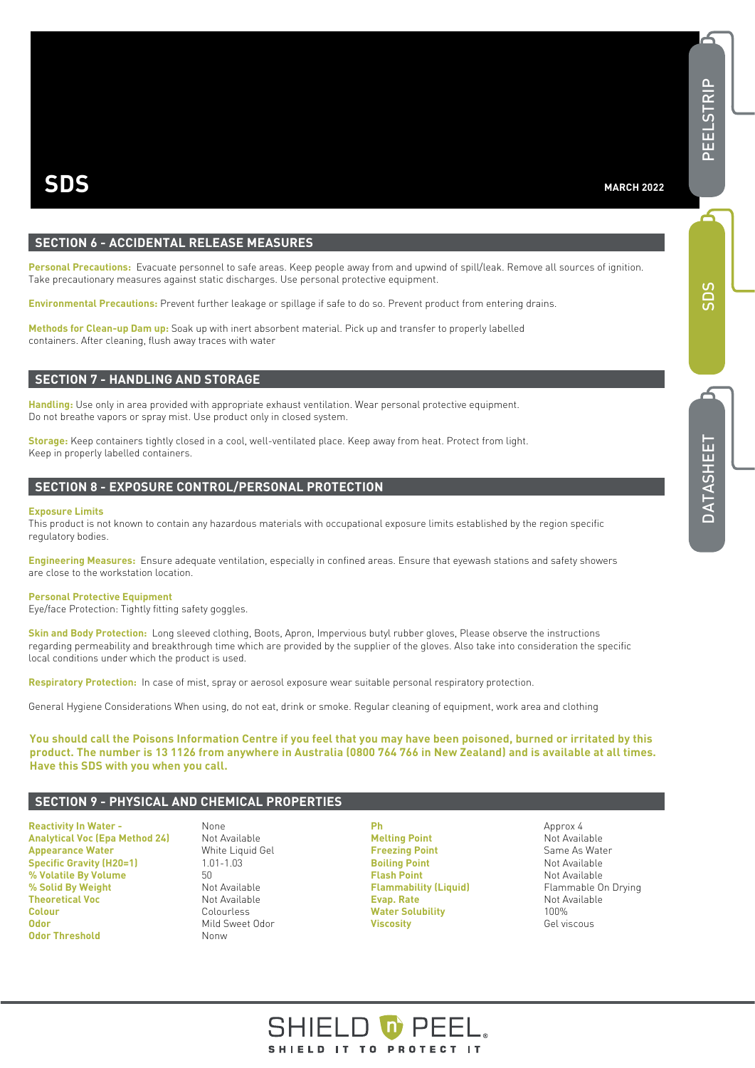# SDS

**MARCH 2022**

## SECTION 6 - ACCIDENTAL RELEASE MEASURES

**Personal Precautions:** Evacuate personnel to safe areas. Keep people away from and upwind of spill/leak. Remove all sources of ignition. Take precautionary measures against static discharges. Use personal protective equipment.

**Environmental Precautions:** Prevent further leakage or spillage if safe to do so. Prevent product from entering drains.

**Methods for Clean-up Dam up:** Soak up with inert absorbent material. Pick up and transfer to properly labelled containers. After cleaning, flush away traces with water

## SECTION 7 - HANDLING AND STORAGE

**Handling:** Use only in area provided with appropriate exhaust ventilation. Wear personal protective equipment. Do not breathe vapors or spray mist. Use product only in closed system.

**Storage:** Keep containers tightly closed in a cool, well-ventilated place. Keep away from heat. Protect from light. Keep in properly labelled containers.

## SECTION 8 - EXPOSURE CONTROL/PERSONAL PROTECTION

**Exposure Limits**
This product is not known to contain any hazardous materials with occupational exposure limits established by the region specific regulatory bodies.

**Engineering Measures:** Ensure adequate ventilation, especially in confined areas. Ensure that eyewash stations and safety showers are close to the workstation location.

**Personal Protective Equipment**
Eye/face Protection: Tightly fitting safety goggles.

**Skin and Body Protection:** Long sleeved clothing, Boots, Apron, Impervious butyl rubber gloves, Please observe the instructions regarding permeability and breakthrough time which are provided by the supplier of the gloves. Also take into consideration the specific local conditions under which the product is used.

**Respiratory Protection:** In case of mist, spray or aerosol exposure wear suitable personal respiratory protection.

General Hygiene Considerations When using, do not eat, drink or smoke. Regular cleaning of equipment, work area and clothing

**You should call the Poisons Information Centre if you feel that you may have been poisoned, burned or irritated by this product. The number is 13 1126 from anywhere in Australia (0800 764 766 in New Zealand) and is available at all times. Have this SDS with you when you call.**

## SECTION 9 - PHYSICAL AND CHEMICAL PROPERTIES

| Property | Value | Property | Value |
|---|---|---|---|
| Reactivity In Water - | None | Ph | Approx 4 |
| Analytical Voc (Epa Method 24) | Not Available | Melting Point | Not Available |
| Appearance Water | White Liquid Gel | Freezing Point | Same As Water |
| Specific Gravity (H20=1) | 1.01-1.03 | Boiling Point | Not Available |
| % Volatile By Volume | 50 | Flash Point | Not Available |
| % Solid By Weight | Not Available | Flammability (Liquid) | Flammable On Drying |
| Theoretical Voc | Not Available | Evap. Rate | Not Available |
| Colour | Colourless | Water Solubility | 100% |
| Odor | Mild Sweet Odor | Viscosity | Gel viscous |
| Odor Threshold | Nonw | | |

SHIELD PEEL®
SHIELD IT TO PROTECT IT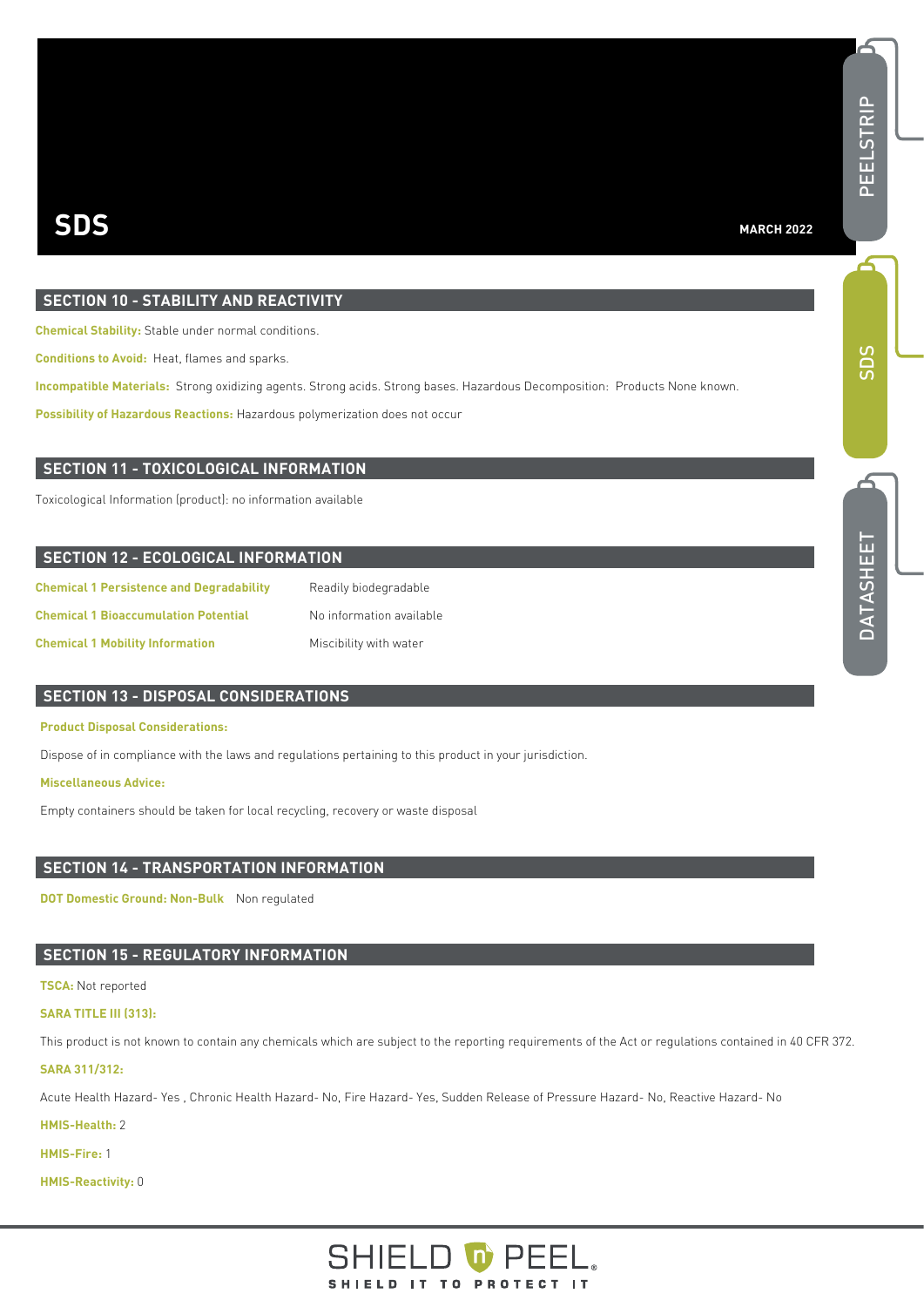# SDS

MARCH 2022

## SECTION 10 - STABILITY AND REACTIVITY

**Chemical Stability:** Stable under normal conditions.

**Conditions to Avoid:** Heat, flames and sparks.

**Incompatible Materials:** Strong oxidizing agents. Strong acids. Strong bases. Hazardous Decomposition: Products None known.

**Possibility of Hazardous Reactions:** Hazardous polymerization does not occur

## SECTION 11 - TOXICOLOGICAL INFORMATION

Toxicological Information (product): no information available

## SECTION 12 - ECOLOGICAL INFORMATION

| | |
|---|---|
| **Chemical 1 Persistence and Degradability** | Readily biodegradable |
| **Chemical 1 Bioaccumulation Potential** | No information available |
| **Chemical 1 Mobility Information** | Miscibility with water |

## SECTION 13 - DISPOSAL CONSIDERATIONS

**Product Disposal Considerations:**

Dispose of in compliance with the laws and regulations pertaining to this product in your jurisdiction.

**Miscellaneous Advice:**

Empty containers should be taken for local recycling, recovery or waste disposal

## SECTION 14 - TRANSPORTATION INFORMATION

**DOT Domestic Ground: Non-Bulk** Non regulated

## SECTION 15 - REGULATORY INFORMATION

**TSCA:** Not reported

**SARA TITLE III (313):**

This product is not known to contain any chemicals which are subject to the reporting requirements of the Act or regulations contained in 40 CFR 372.

**SARA 311/312:**

Acute Health Hazard- Yes , Chronic Health Hazard- No, Fire Hazard- Yes, Sudden Release of Pressure Hazard- No, Reactive Hazard- No

**HMIS-Health:** 2

**HMIS-Fire:** 1

**HMIS-Reactivity:** 0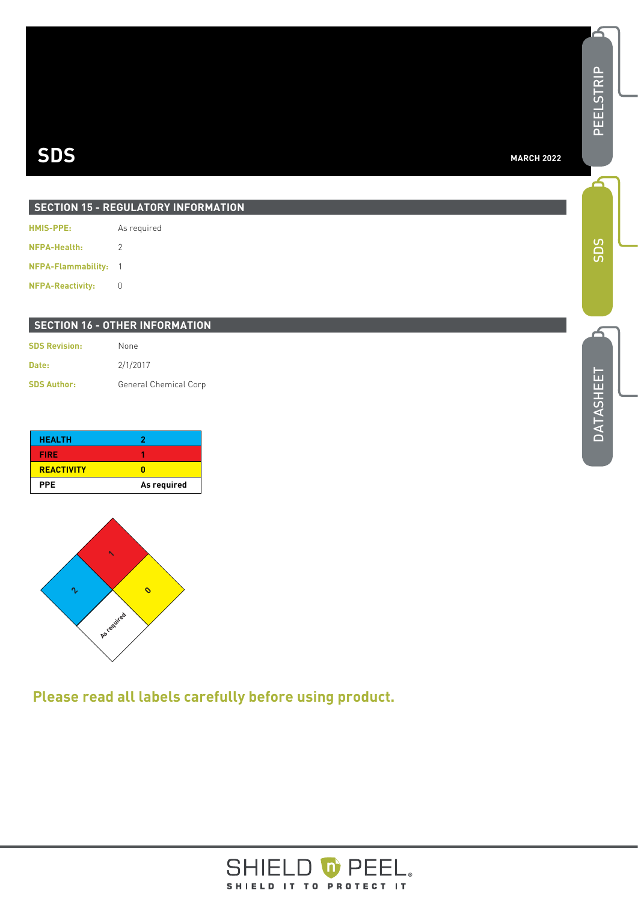# SDS

MARCH 2022

## SECTION 15 - REGULATORY INFORMATION

**HMIS-PPE:** As required

**NFPA-Health:** 2

**NFPA-Flammability:** 1

**NFPA-Reactivity:** 0

## SECTION 16 - OTHER INFORMATION

**SDS Revision:** None

**Date:** 2/1/2017

**SDS Author:** General Chemical Corp

| HEALTH | 2 |
|---|---|
| FIRE | 1 |
| REACTIVITY | 0 |
| PPE | As required |

**Please read all labels carefully before using product.**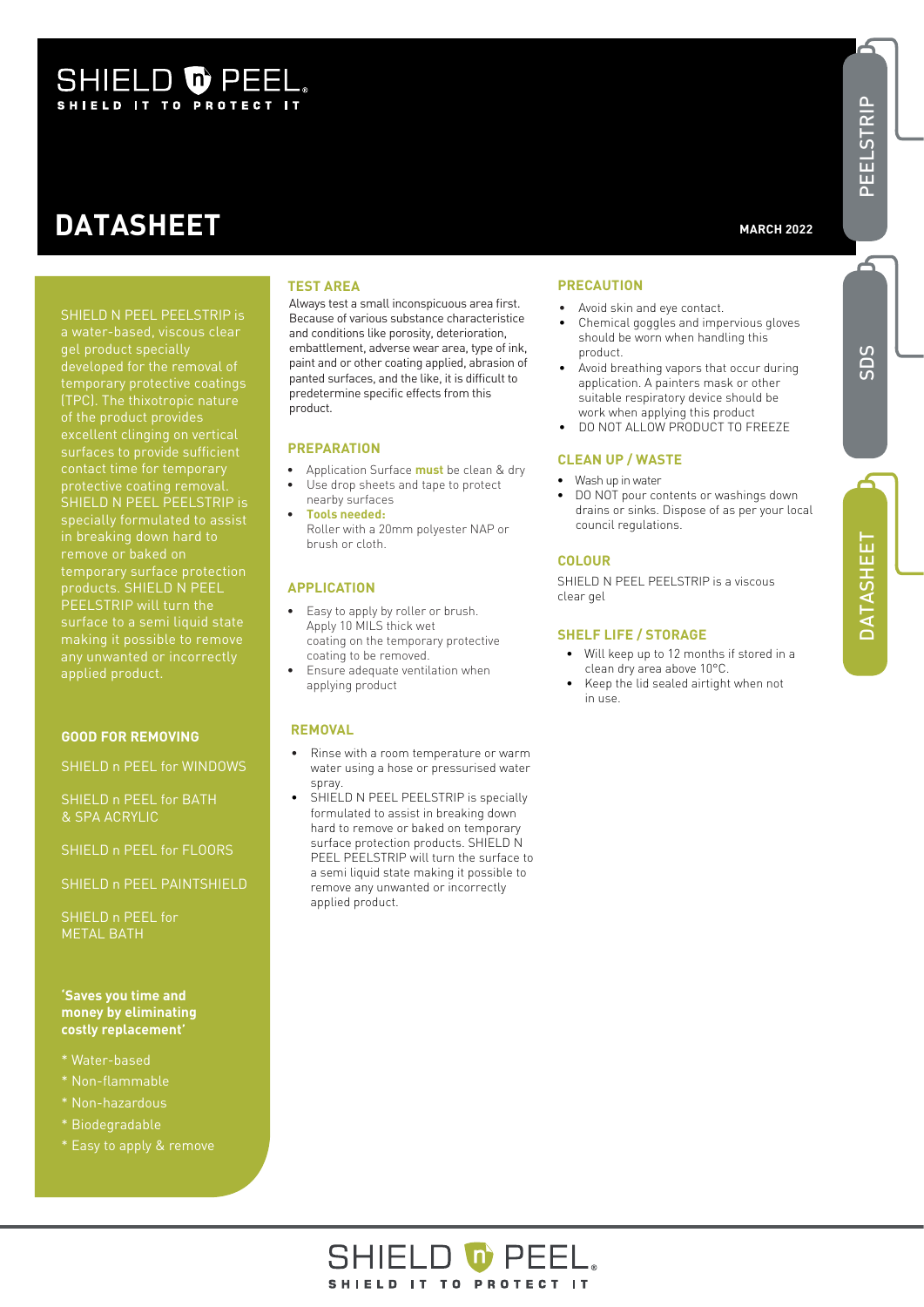# SHIELD n PEEL

**SHIELD IT TO PROTECT IT**

# DATASHEET

**MARCH 2022**

PEELSTRIP | SDS | DATASHEET

SHIELD N PEEL PEELSTRIP is a water-based, viscous clear gel product specially developed for the removal of temporary protective coatings (TPC). The thixotropic nature of the product provides excellent clinging on vertical surfaces to provide sufficient contact time for temporary protective coating removal. SHIELD N PEEL PEELSTRIP is specially formulated to assist in breaking down hard to remove or baked on temporary surface protection products. SHIELD N PEEL PEELSTRIP will turn the surface to a semi liquid state making it possible to remove any unwanted or incorrectly applied product.

### GOOD FOR REMOVING

SHIELD n PEEL for WINDOWS

SHIELD n PEEL for BATH & SPA ACRYLIC

SHIELD n PEEL for FLOORS

SHIELD n PEEL PAINTSHIELD

SHIELD n PEEL for METAL BATH

**'Saves you time and money by eliminating costly replacement'**

* Water-based
* Non-flammable
* Non-hazardous
* Biodegradable
* Easy to apply & remove

## TEST AREA

Always test a small inconspicuous area first. Because of various substance characteristice and conditions like porosity, deterioration, embattlement, adverse wear area, type of ink, paint and or other coating applied, abrasion of panted surfaces, and the like, it is difficult to predetermine specific effects from this product.

## PREPARATION

- Application Surface **must** be clean & dry
- Use drop sheets and tape to protect nearby surfaces
- **Tools needed:**
  Roller with a 20mm polyester NAP or brush or cloth.

## APPLICATION

- Easy to apply by roller or brush. Apply 10 MILS thick wet coating on the temporary protective coating to be removed.
- Ensure adequate ventilation when applying product

## REMOVAL

- Rinse with a room temperature or warm water using a hose or pressurised water spray.
- SHIELD N PEEL PEELSTRIP is specially formulated to assist in breaking down hard to remove or baked on temporary surface protection products. SHIELD N PEEL PEELSTRIP will turn the surface to a semi liquid state making it possible to remove any unwanted or incorrectly applied product.

## PRECAUTION

- Avoid skin and eye contact.
- Chemical goggles and impervious gloves should be worn when handling this product.
- Avoid breathing vapors that occur during application. A painters mask or other suitable respiratory device should be work when applying this product
- DO NOT ALLOW PRODUCT TO FREEZE

## CLEAN UP / WASTE

- Wash up in water
- DO NOT pour contents or washings down drains or sinks. Dispose of as per your local council regulations.

## COLOUR

SHIELD N PEEL PEELSTRIP is a viscous clear gel

## SHELF LIFE / STORAGE

- Will keep up to 12 months if stored in a clean dry area above 10°C.
- Keep the lid sealed airtight when not in use.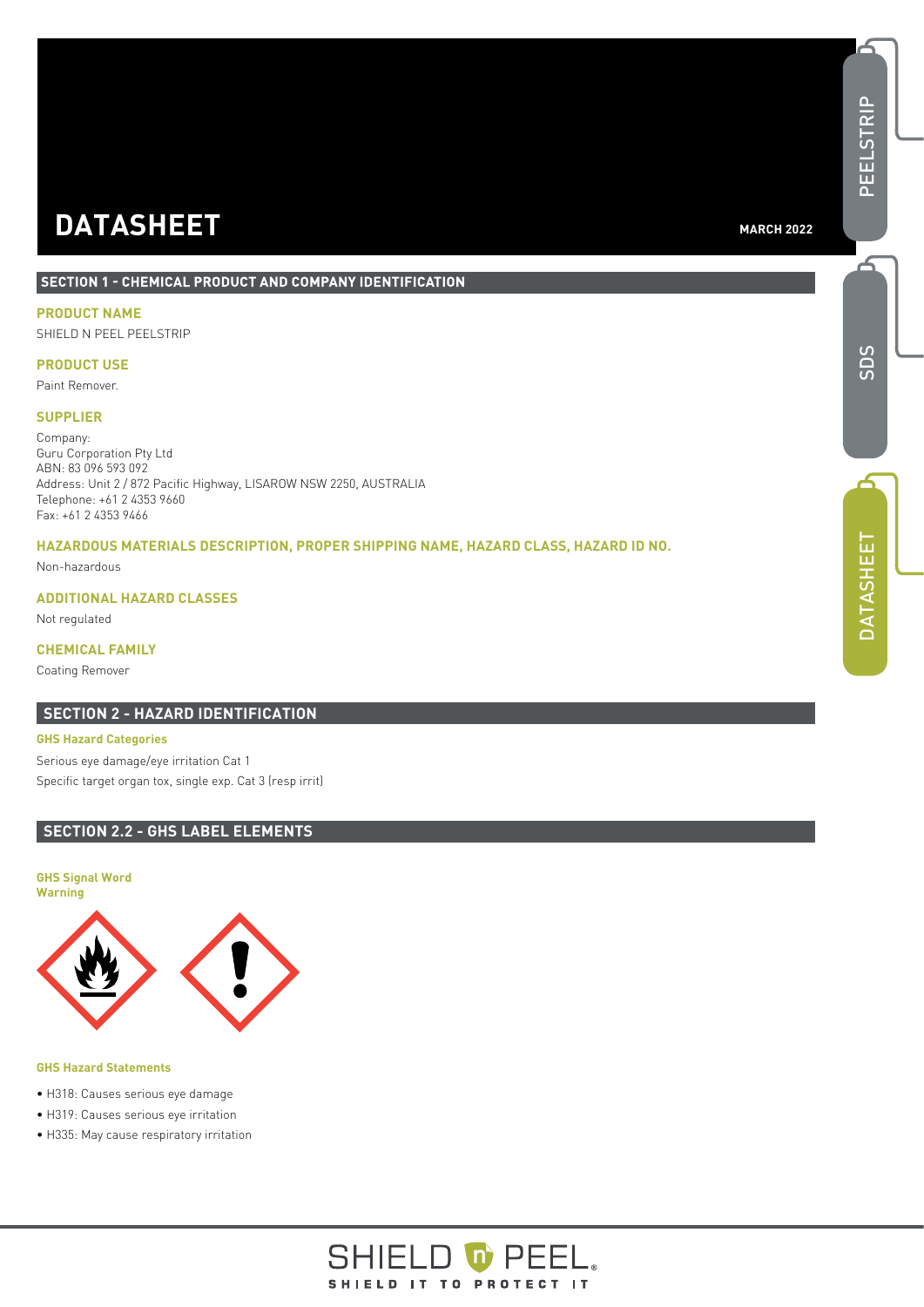# DATASHEET

MARCH 2022

## SECTION 1 - CHEMICAL PRODUCT AND COMPANY IDENTIFICATION

### PRODUCT NAME

SHIELD N PEEL PEELSTRIP

### PRODUCT USE

Paint Remover.

### SUPPLIER

Company:
Guru Corporation Pty Ltd
ABN: 83 096 593 092
Address: Unit 2 / 872 Pacific Highway, LISAROW NSW 2250, AUSTRALIA
Telephone: +61 2 4353 9660
Fax: +61 2 4353 9466

### HAZARDOUS MATERIALS DESCRIPTION, PROPER SHIPPING NAME, HAZARD CLASS, HAZARD ID NO.

Non-hazardous

### ADDITIONAL HAZARD CLASSES

Not regulated

### CHEMICAL FAMILY

Coating Remover

## SECTION 2 - HAZARD IDENTIFICATION

**GHS Hazard Categories**

Serious eye damage/eye irritation Cat 1

Specific target organ tox, single exp. Cat 3 (resp irrit)

## SECTION 2.2 - GHS LABEL ELEMENTS

**GHS Signal Word**
**Warning**

**GHS Hazard Statements**

- H318: Causes serious eye damage
- H319: Causes serious eye irritation
- H335: May cause respiratory irritation